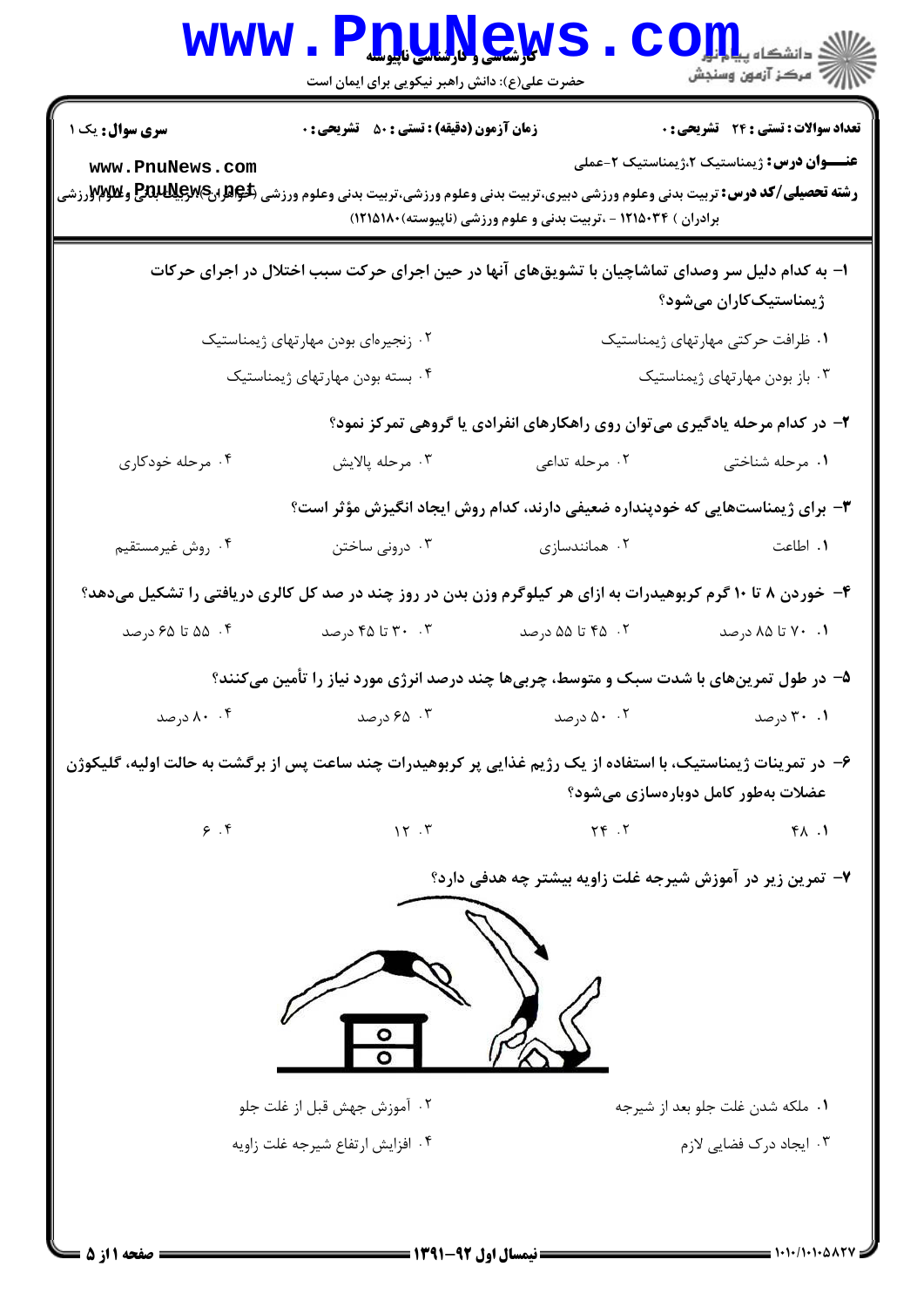**سری سوال:** یک ۱

**زمان آزمون (دقیقه) : تستی : ۵۰ تشریحی : ۰**

**تعداد سوالات : تستی : ۲۴ تشریحی : ۰**

**عنـــوان درس:** ژیمناستیک ۲،ژیمناستیک ۲-عملی

**رشته تحصیلی/کد درس:** تربیت بدنی وعلوم ورزشی دبیری،تربیت بدنی وعلوم ورزشی،تربیت بدنی وعلوم ورزشی (خواهران)،تربیت بدنی وعلوم ورزشی برادران ) ۱۲۱۵۰۳۴ - ،تربیت بدنی و علوم ورزشی (ناپیوسته)۱۲۱۵۱۸۰)

۱- به کدام دلیل سر وصدای تماشاچیان با تشویق‌های آنها در حین اجرای حرکت سبب اختلال در اجرای حرکات ژیمناستیک‌کاران می‌شود؟

۱. ظرافت حرکتی مهارتهای ژیمناستیک
۲. زنجیره‌ای بودن مهارتهای ژیمناستیک
۳. باز بودن مهارتهای ژیمناستیک
۴. بسته بودن مهارتهای ژیمناستیک

۲- در کدام مرحله یادگیری می‌توان روی راهکارهای انفرادی یا گروهی تمرکز نمود؟

۱. مرحله شناختی
۲. مرحله تداعی
۳. مرحله پالایش
۴. مرحله خودکاری

۳- برای ژیمناست‌هایی که خودپنداره ضعیفی دارند، کدام روش ایجاد انگیزش مؤثر است؟

۱. اطاعت
۲. همانندسازی
۳. درونی ساختن
۴. روش غیرمستقیم

۴- خوردن ۸ تا ۱۰ گرم کربوهیدرات به ازای هر کیلوگرم وزن بدن در روز چند در صد کل کالری دریافتی را تشکیل می‌دهد؟

۱. ۷۰ تا ۸۵ درصد
۲. ۴۵ تا ۵۵ درصد
۳. ۳۰ تا ۴۵ درصد
۴. ۵۵ تا ۶۵ درصد

۵- در طول تمرین‌های با شدت سبک و متوسط، چربی‌ها چند درصد انرژی مورد نیاز را تأمین می‌کنند؟

۱. ۳۰ درصد
۲. ۵۰ درصد
۳. ۶۵ درصد
۴. ۸۰ درصد

۶- در تمرینات ژیمناستیک، با استفاده از یک رژیم غذایی پر کربوهیدرات چند ساعت پس از برگشت به حالت اولیه، گلیکوژن عضلات به‌طور کامل دوباره‌سازی می‌شود؟

۱. ۴۸
۲. ۲۴
۳. ۱۲
۴. ۶

۷- تمرین زیر در آموزش شیرجه غلت زاویه بیشتر چه هدفی دارد؟

۱. ملکه شدن غلت جلو بعد از شیرجه
۲. آموزش جهش قبل از غلت جلو
۳. ایجاد درک فضایی لازم
۴. افزایش ارتفاع شیرجه غلت زاویه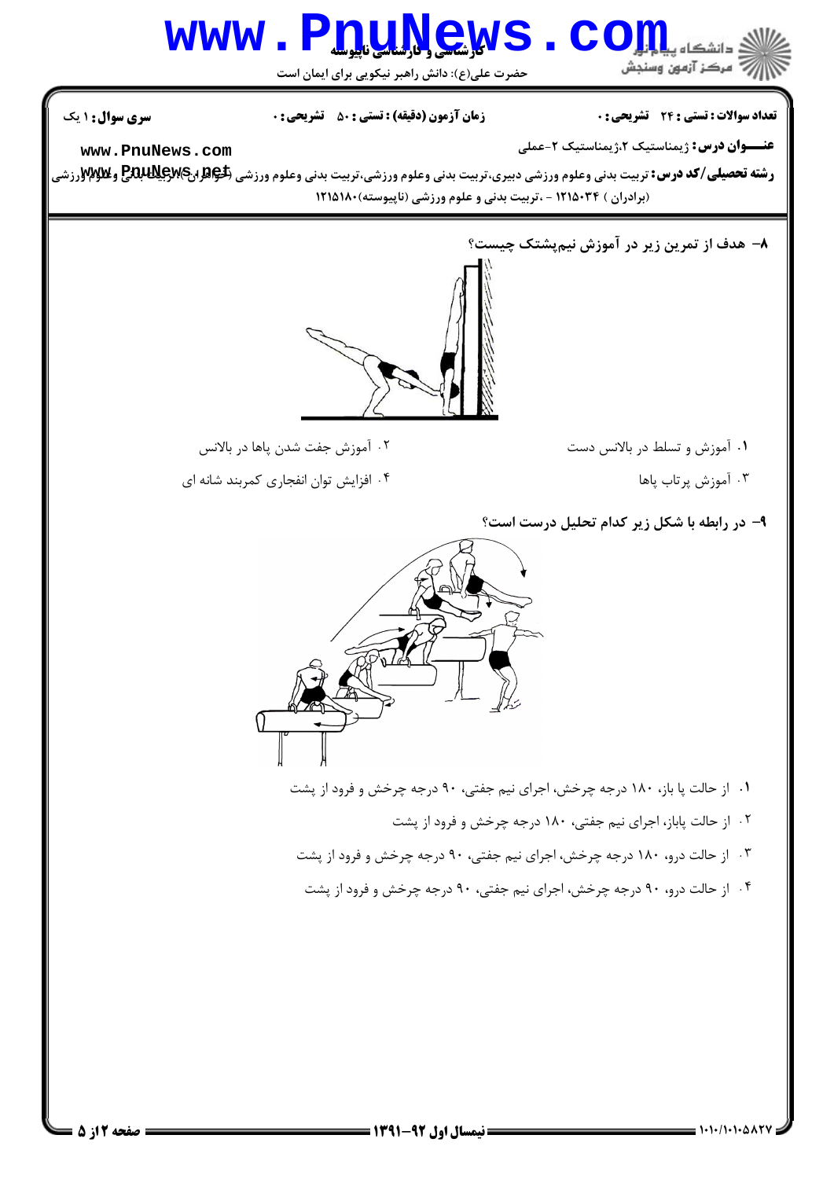**تعداد سوالات : تستی : ۲۴ تشریحی : ۰** | **زمان آزمون (دقیقه) : تستی : ۵۰ تشریحی : ۰** | **سری سوال : ۱ یک**

**عنـــوان درس:** ژیمناستیک ۲،ژیمناستیک ۲-عملی

**رشته تحصیلی/کد درس:** تربیت بدنی وعلوم ورزشی دبیری،تربیت بدنی وعلوم ورزشی،تربیت بدنی وعلوم ورزشی (خواهران)،تربیت بدنی وعلوم ورزشی (برادران) ۱۲۱۵۰۳۴ - ،تربیت بدنی و علوم ورزشی (ناپیوسته)۱۲۱۵۱۸۰

**۸- هدف از تمرین زیر در آموزش نیم‌پشتک چیست؟**

۱. آموزش و تسلط در بالانس دست

۲. آموزش جفت شدن پاها در بالانس

۳. آموزش پرتاب پاها

۴. افزایش توان انفجاری کمربند شانه ای

**۹- در رابطه با شکل زیر کدام تحلیل درست است؟**

۱. از حالت پا باز، ۱۸۰ درجه چرخش، اجرای نیم جفتی، ۹۰ درجه چرخش و فرود از پشت

۲. از حالت پاباز، اجرای نیم جفتی، ۱۸۰ درجه چرخش و فرود از پشت

۳. از حالت درو، ۱۸۰ درجه چرخش، اجرای نیم جفتی، ۹۰ درجه چرخش و فرود از پشت

۴. از حالت درو، ۹۰ درجه چرخش، اجرای نیم جفتی، ۹۰ درجه چرخش و فرود از پشت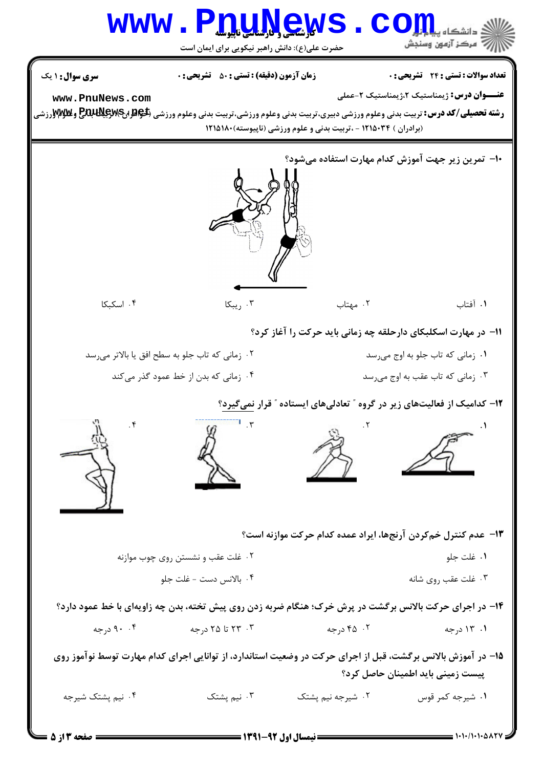**سری سوال:** ۱ یک

**زمان آزمون (دقیقه) : تستی :** ۵۰ **تشریحی :** ۰

**تعداد سوالات : تستی :** ۲۴ **تشریحی :** ۰

**عنـــوان درس:** ژیمناستیک ۲،ژیمناستیک ۲-عملی

**رشته تحصیلی/کد درس:** تربیت بدنی وعلوم ورزشی دبیری،تربیت بدنی وعلوم ورزشی،تربیت بدنی وعلوم ورزشی (خواهران)،تربیت بدنی وعلوم ورزشی (برادران ) ۱۲۱۵۰۳۴ - ،تربیت بدنی و علوم ورزشی (ناپیوسته)۱۲۱۵۱۸۰

۱۰- تمرین زیر جهت آموزش کدام مهارت استفاده می‌شود؟

۱. آفتاب ۲. مهتاب ۳. ریبکا ۴. اسکبکا

۱۱- در مهارت اسکلبکای دارحلقه چه زمانی باید حرکت را آغاز کرد؟

۱. زمانی که تاب جلو به اوج می‌رسد
۲. زمانی که تاب جلو به سطح افق یا بالاتر می‌رسد
۳. زمانی که تاب عقب به اوج می‌رسد
۴. زمانی که بدن از خط عمود گذر می‌کند

۱۲- کدامیک از فعالیت‌های زیر در گروه " تعادلی‌های ایستاده " قرار نمی‌گیرد؟

۱. ۲. ۳. ۴.

۱۳- عدم کنترل خم‌کردن آرنج‌ها، ایراد عمده کدام حرکت موازنه است؟

۱. غلت جلو
۲. غلت عقب و نشستن روی چوب موازنه
۳. غلت عقب روی شانه
۴. بالانس دست - غلت جلو

۱۴- در اجرای حرکت بالانس برگشت در پرش خرک؛ هنگام ضربه زدن روی پیش تخته، بدن چه زاویه‌ای با خط عمود دارد؟

۱. ۱۳ درجه ۲. ۴۵ درجه ۳. ۲۳ تا ۲۵ درجه ۴. ۹۰ درجه

۱۵- در آموزش بالانس برگشت، قبل از اجرای حرکت در وضعیت استاندارد، از توانایی اجرای کدام مهارت توسط نوآموز روی پیست زمینی باید اطمینان حاصل کرد؟

۱. شیرجه کمر قوس ۲. شیرجه نیم پشتک ۳. نیم پشتک ۴. نیم پشتک شیرجه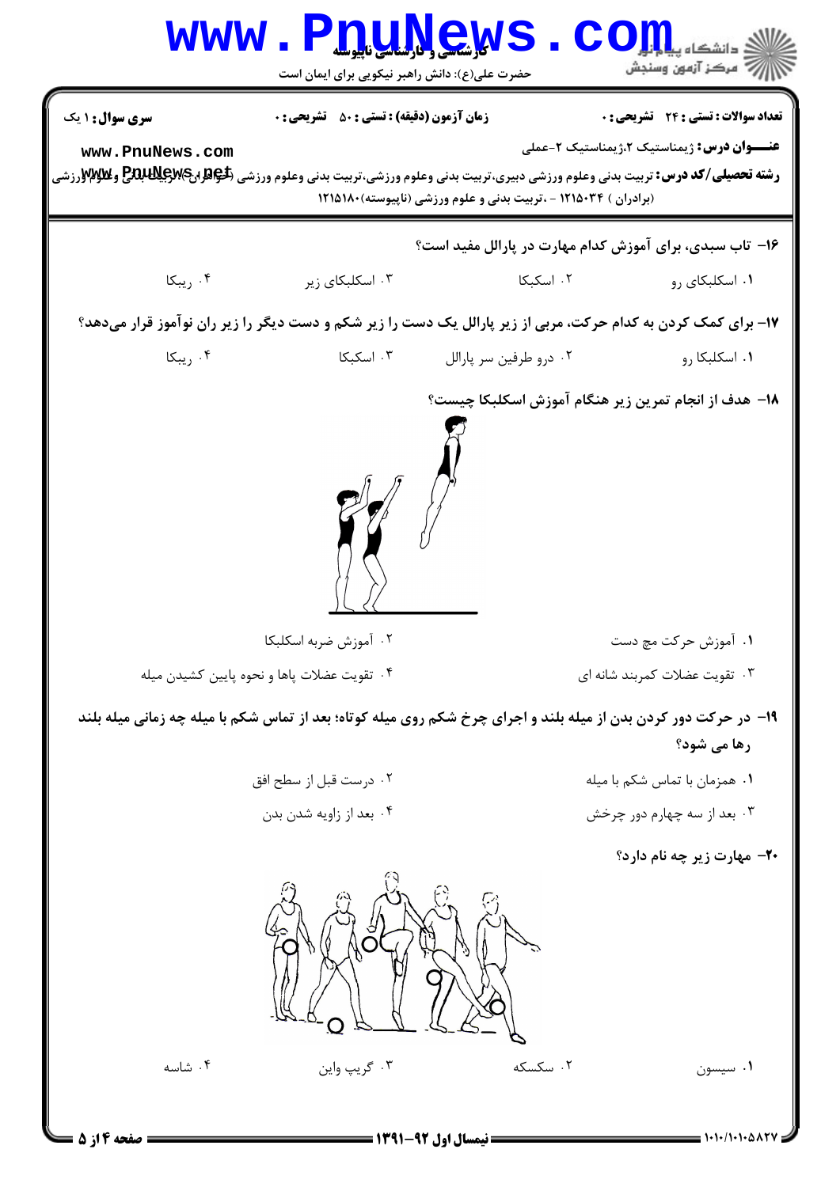**سری سوال:** ۱ یک

**زمان آزمون (دقیقه) : تستی :** ۵۰ **تشریحی :** ۰

**تعداد سوالات : تستی :** ۲۴ **تشریحی :** ۰

**عنــــوان درس:** ژیمناستیک ۲،ژیمناستیک ۲-عملی

**رشته تحصیلی/کد درس:** تربیت بدنی وعلوم ورزشی دبیری،تربیت بدنی وعلوم ورزشی،تربیت بدنی وعلوم ورزشی (خواهران)،تربیت بدنی وعلوم ورزشی (برادران) ۱۲۱۵۰۳۴ - ،تربیت بدنی و علوم ورزشی (ناپیوسته)۱۲۱۵۱۸۰

۱۶- تاب سبدی، برای آموزش کدام مهارت در پارالل مفید است؟

۱. اسکلبکای رو
۲. اسکبکا
۳. اسکلبکای زیر
۴. ریبکا

۱۷- برای کمک کردن به کدام حرکت، مربی از زیر پارالل یک دست را زیر شکم و دست دیگر را زیر ران نوآموز قرار می‌دهد؟

۱. اسکلبکا رو
۲. درو طرفین سر پارالل
۳. اسکبکا
۴. ریبکا

۱۸- هدف از انجام تمرین زیر هنگام آموزش اسکلبکا چیست؟

۱. آموزش حرکت مچ دست
۲. آموزش ضربه اسکلبکا
۳. تقویت عضلات کمربند شانه ای
۴. تقویت عضلات پاها و نحوه پایین کشیدن میله

۱۹- در حرکت دور کردن بدن از میله بلند و اجرای چرخ شکم روی میله کوتاه؛ بعد از تماس شکم با میله چه زمانی میله بلند رها می شود؟

۱. همزمان با تماس شکم با میله
۲. درست قبل از سطح افق
۳. بعد از سه چهارم دور چرخش
۴. بعد از زاویه شدن بدن

۲۰- مهارت زیر چه نام دارد؟

۱. سیسون
۲. سکسکه
۳. گریپ واین
۴. شاسه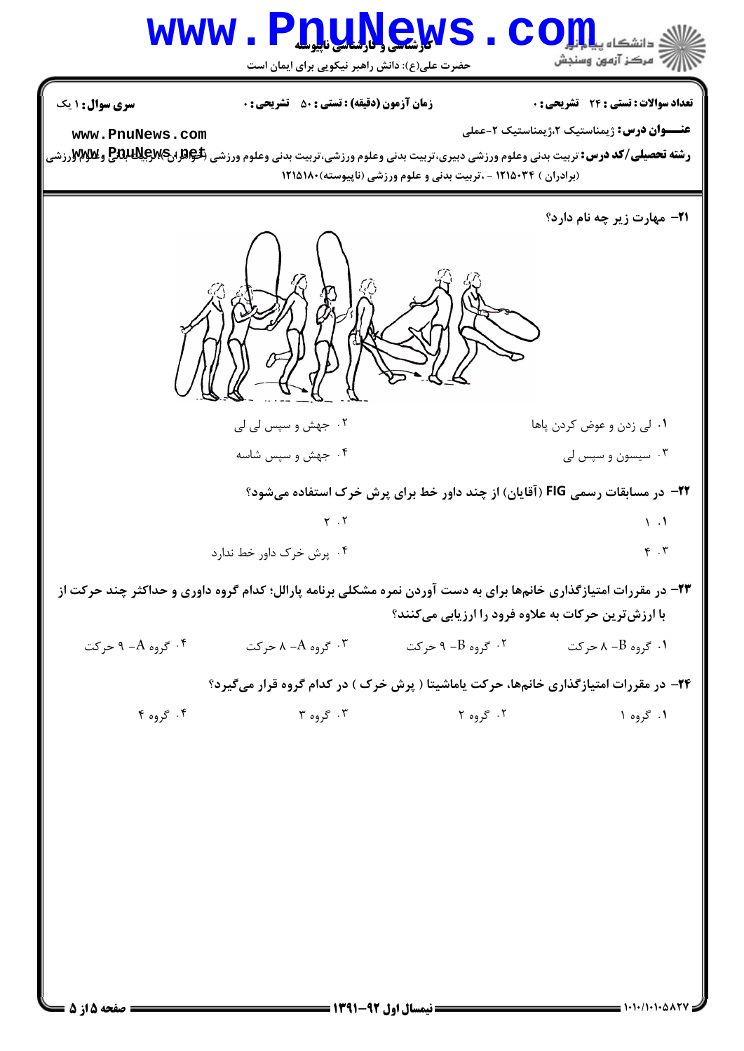۲۱- مهارت زیر چه نام دارد؟

۱. لی زدن و عوض کردن پاها

۲. جهش و سپس لی لی

۳. سیسون و سپس لی

۴. جهش و سپس شاسه

۲۲- در مسابقات رسمی FIG (آقایان) از چند داور خط برای پرش خرک استفاده میشود؟

۱. ۱

۲. ۲

۳. ۴

۴. پرش خرک داور خط ندارد

۲۳- در مقررات امتیازگذاری خانمها برای به دست آوردن نمره مشکلی برنامه پارالل؛ کدام گروه داوری و حداکثر چند حرکت از با ارزش‌ترین حرکات به علاوه فرود را ارزیابی می‌کنند؟

۱. گروه B- ۸ حرکت

۲. گروه B- ۹ حرکت

۳. گروه A- ۸ حرکت

۴. گروه A- ۹ حرکت

۲۴- در مقررات امتیازگذاری خانمها، حرکت یاماشیتا ( پرش خرک ) در کدام گروه قرار میگیرد؟

۱. گروه ۱

۲. گروه ۲

۳. گروه ۳

۴. گروه ۴